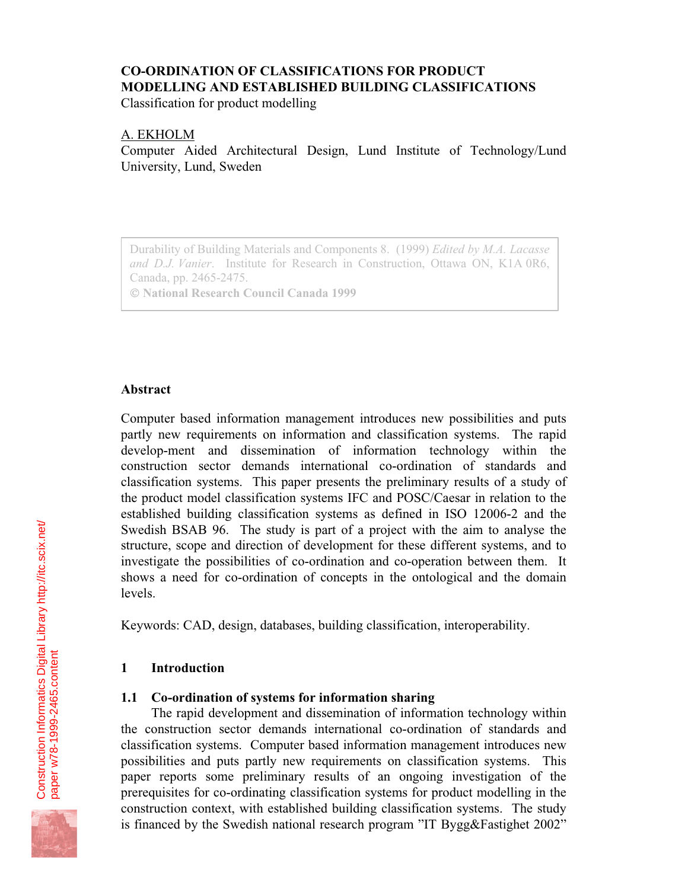# CO-ORDINATION OF CLASSIFICATIONS FOR PRODUCT MODELLING AND ESTABLISHED BUILDING CLASSIFICATIONS

Classification for product modelling

A. EKHOLM
Computer Aided Architectural Design, Lund Institute of Technology/Lund University, Lund, Sweden

Durability of Building Materials and Components 8. (1999) *Edited by M.A. Lacasse and D.J. Vanier*. Institute for Research in Construction, Ottawa ON, K1A 0R6, Canada, pp. 2465-2475.
**© National Research Council Canada 1999**

## Abstract

Computer based information management introduces new possibilities and puts partly new requirements on information and classification systems. The rapid develop-ment and dissemination of information technology within the construction sector demands international co-ordination of standards and classification systems. This paper presents the preliminary results of a study of the product model classification systems IFC and POSC/Caesar in relation to the established building classification systems as defined in ISO 12006-2 and the Swedish BSAB 96. The study is part of a project with the aim to analyse the structure, scope and direction of development for these different systems, and to investigate the possibilities of co-ordination and co-operation between them. It shows a need for co-ordination of concepts in the ontological and the domain levels.

Keywords: CAD, design, databases, building classification, interoperability.

## 1 Introduction

### 1.1 Co-ordination of systems for information sharing

The rapid development and dissemination of information technology within the construction sector demands international co-ordination of standards and classification systems. Computer based information management introduces new possibilities and puts partly new requirements on classification systems. This paper reports some preliminary results of an ongoing investigation of the prerequisites for co-ordinating classification systems for product modelling in the construction context, with established building classification systems. The study is financed by the Swedish national research program ”IT Bygg&Fastighet 2002”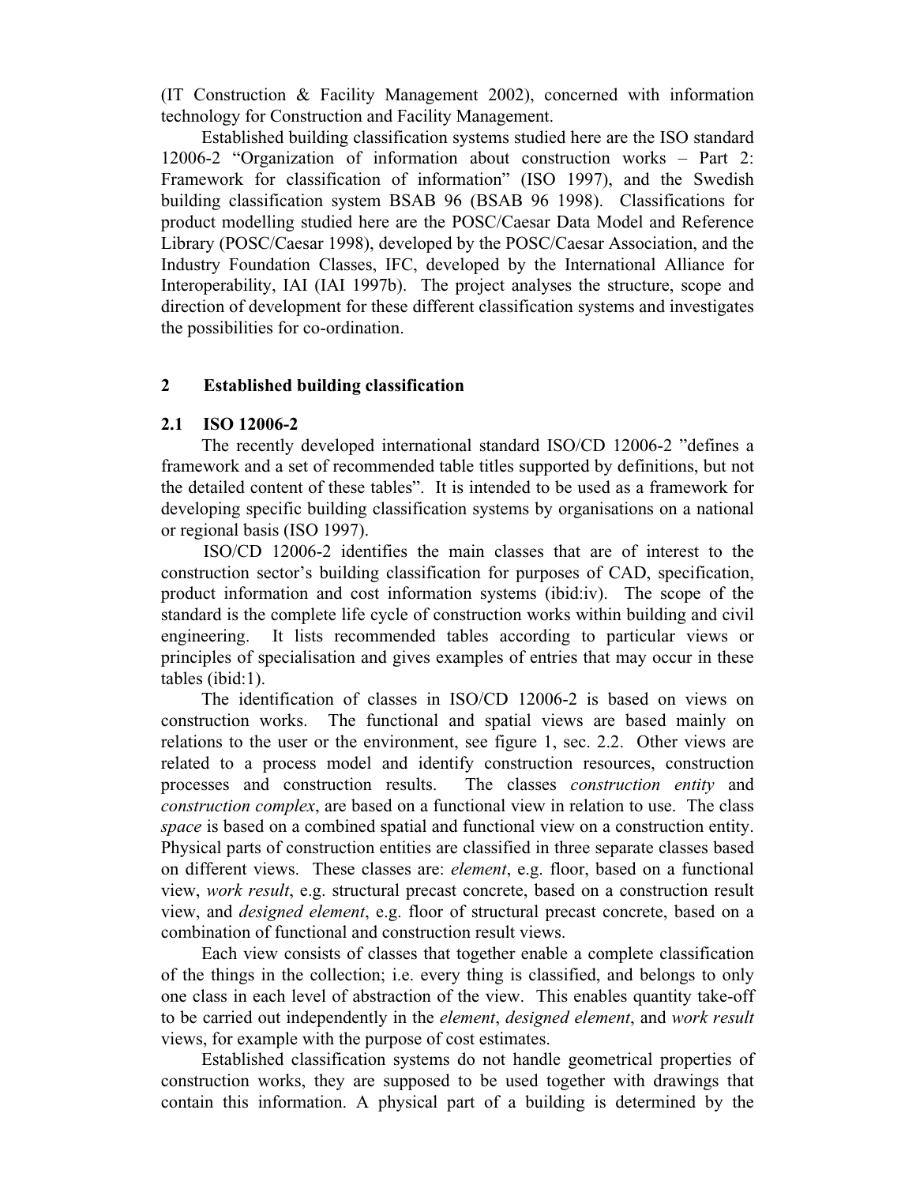(IT Construction & Facility Management 2002), concerned with information technology for Construction and Facility Management.

Established building classification systems studied here are the ISO standard 12006-2 "Organization of information about construction works – Part 2: Framework for classification of information" (ISO 1997), and the Swedish building classification system BSAB 96 (BSAB 96 1998). Classifications for product modelling studied here are the POSC/Caesar Data Model and Reference Library (POSC/Caesar 1998), developed by the POSC/Caesar Association, and the Industry Foundation Classes, IFC, developed by the International Alliance for Interoperability, IAI (IAI 1997b). The project analyses the structure, scope and direction of development for these different classification systems and investigates the possibilities for co-ordination.

## 2 Established building classification

### 2.1 ISO 12006-2

The recently developed international standard ISO/CD 12006-2 "defines a framework and a set of recommended table titles supported by definitions, but not the detailed content of these tables". It is intended to be used as a framework for developing specific building classification systems by organisations on a national or regional basis (ISO 1997).

ISO/CD 12006-2 identifies the main classes that are of interest to the construction sector's building classification for purposes of CAD, specification, product information and cost information systems (ibid:iv). The scope of the standard is the complete life cycle of construction works within building and civil engineering. It lists recommended tables according to particular views or principles of specialisation and gives examples of entries that may occur in these tables (ibid:1).

The identification of classes in ISO/CD 12006-2 is based on views on construction works. The functional and spatial views are based mainly on relations to the user or the environment, see figure 1, sec. 2.2. Other views are related to a process model and identify construction resources, construction processes and construction results. The classes *construction entity* and *construction complex*, are based on a functional view in relation to use. The class *space* is based on a combined spatial and functional view on a construction entity. Physical parts of construction entities are classified in three separate classes based on different views. These classes are: *element*, e.g. floor, based on a functional view, *work result*, e.g. structural precast concrete, based on a construction result view, and *designed element*, e.g. floor of structural precast concrete, based on a combination of functional and construction result views.

Each view consists of classes that together enable a complete classification of the things in the collection; i.e. every thing is classified, and belongs to only one class in each level of abstraction of the view. This enables quantity take-off to be carried out independently in the *element*, *designed element*, and *work result* views, for example with the purpose of cost estimates.

Established classification systems do not handle geometrical properties of construction works, they are supposed to be used together with drawings that contain this information. A physical part of a building is determined by the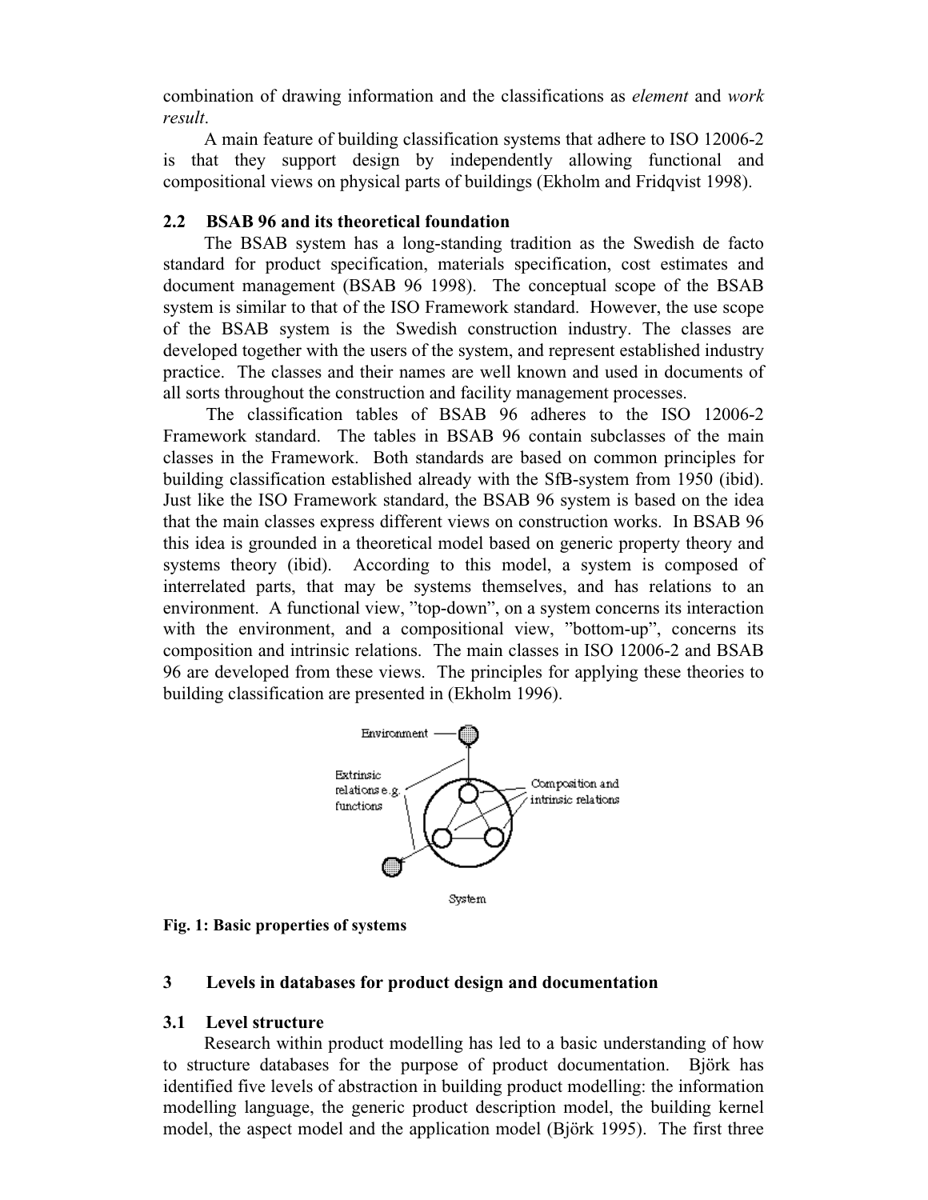combination of drawing information and the classifications as *element* and *work result*.

A main feature of building classification systems that adhere to ISO 12006-2 is that they support design by independently allowing functional and compositional views on physical parts of buildings (Ekholm and Fridqvist 1998).

### 2.2 BSAB 96 and its theoretical foundation

The BSAB system has a long-standing tradition as the Swedish de facto standard for product specification, materials specification, cost estimates and document management (BSAB 96 1998). The conceptual scope of the BSAB system is similar to that of the ISO Framework standard. However, the use scope of the BSAB system is the Swedish construction industry. The classes are developed together with the users of the system, and represent established industry practice. The classes and their names are well known and used in documents of all sorts throughout the construction and facility management processes.

The classification tables of BSAB 96 adheres to the ISO 12006-2 Framework standard. The tables in BSAB 96 contain subclasses of the main classes in the Framework. Both standards are based on common principles for building classification established already with the SfB-system from 1950 (ibid). Just like the ISO Framework standard, the BSAB 96 system is based on the idea that the main classes express different views on construction works. In BSAB 96 this idea is grounded in a theoretical model based on generic property theory and systems theory (ibid). According to this model, a system is composed of interrelated parts, that may be systems themselves, and has relations to an environment. A functional view, ”top-down”, on a system concerns its interaction with the environment, and a compositional view, ”bottom-up”, concerns its composition and intrinsic relations. The main classes in ISO 12006-2 and BSAB 96 are developed from these views. The principles for applying these theories to building classification are presented in (Ekholm 1996).

Environment

Extrinsic relations e.g. functions

Composition and intrinsic relations

System

**Fig. 1: Basic properties of systems**

## 3 Levels in databases for product design and documentation

### 3.1 Level structure

Research within product modelling has led to a basic understanding of how to structure databases for the purpose of product documentation. Björk has identified five levels of abstraction in building product modelling: the information modelling language, the generic product description model, the building kernel model, the aspect model and the application model (Björk 1995). The first three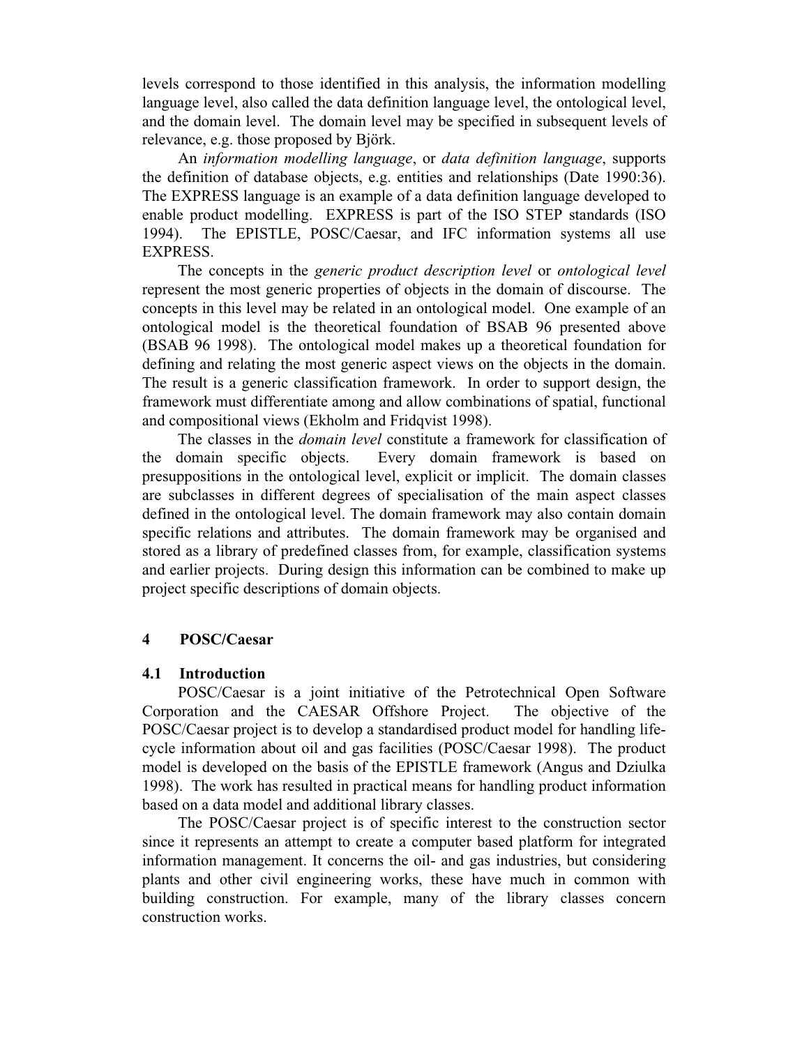levels correspond to those identified in this analysis, the information modelling language level, also called the data definition language level, the ontological level, and the domain level. The domain level may be specified in subsequent levels of relevance, e.g. those proposed by Björk.

An *information modelling language*, or *data definition language*, supports the definition of database objects, e.g. entities and relationships (Date 1990:36). The EXPRESS language is an example of a data definition language developed to enable product modelling. EXPRESS is part of the ISO STEP standards (ISO 1994). The EPISTLE, POSC/Caesar, and IFC information systems all use EXPRESS.

The concepts in the *generic product description level* or *ontological level* represent the most generic properties of objects in the domain of discourse. The concepts in this level may be related in an ontological model. One example of an ontological model is the theoretical foundation of BSAB 96 presented above (BSAB 96 1998). The ontological model makes up a theoretical foundation for defining and relating the most generic aspect views on the objects in the domain. The result is a generic classification framework. In order to support design, the framework must differentiate among and allow combinations of spatial, functional and compositional views (Ekholm and Fridqvist 1998).

The classes in the *domain level* constitute a framework for classification of the domain specific objects. Every domain framework is based on presuppositions in the ontological level, explicit or implicit. The domain classes are subclasses in different degrees of specialisation of the main aspect classes defined in the ontological level. The domain framework may also contain domain specific relations and attributes. The domain framework may be organised and stored as a library of predefined classes from, for example, classification systems and earlier projects. During design this information can be combined to make up project specific descriptions of domain objects.

## 4 POSC/Caesar

### 4.1 Introduction

POSC/Caesar is a joint initiative of the Petrotechnical Open Software Corporation and the CAESAR Offshore Project. The objective of the POSC/Caesar project is to develop a standardised product model for handling life-cycle information about oil and gas facilities (POSC/Caesar 1998). The product model is developed on the basis of the EPISTLE framework (Angus and Dziulka 1998). The work has resulted in practical means for handling product information based on a data model and additional library classes.

The POSC/Caesar project is of specific interest to the construction sector since it represents an attempt to create a computer based platform for integrated information management. It concerns the oil- and gas industries, but considering plants and other civil engineering works, these have much in common with building construction. For example, many of the library classes concern construction works.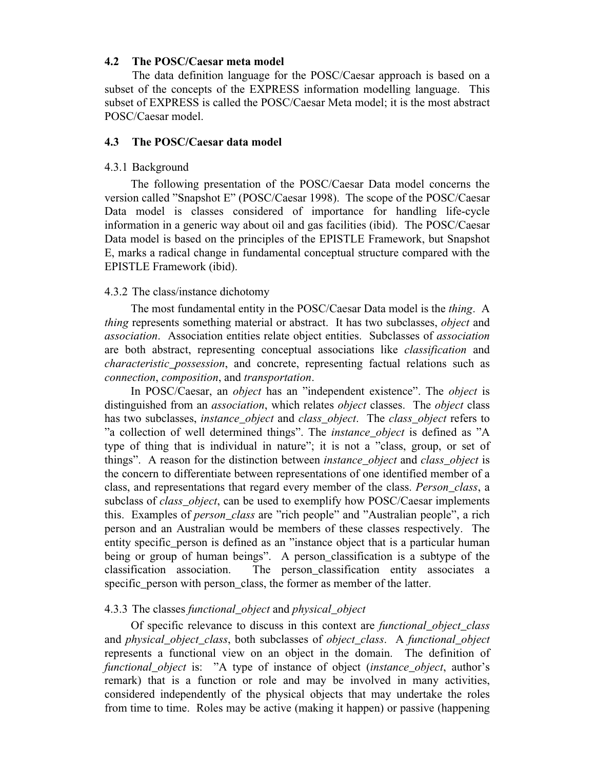### 4.2 The POSC/Caesar meta model

The data definition language for the POSC/Caesar approach is based on a subset of the concepts of the EXPRESS information modelling language. This subset of EXPRESS is called the POSC/Caesar Meta model; it is the most abstract POSC/Caesar model.

### 4.3 The POSC/Caesar data model

#### 4.3.1 Background

The following presentation of the POSC/Caesar Data model concerns the version called ”Snapshot E” (POSC/Caesar 1998). The scope of the POSC/Caesar Data model is classes considered of importance for handling life-cycle information in a generic way about oil and gas facilities (ibid). The POSC/Caesar Data model is based on the principles of the EPISTLE Framework, but Snapshot E, marks a radical change in fundamental conceptual structure compared with the EPISTLE Framework (ibid).

#### 4.3.2 The class/instance dichotomy

The most fundamental entity in the POSC/Caesar Data model is the *thing*. A *thing* represents something material or abstract. It has two subclasses, *object* and *association*. Association entities relate object entities. Subclasses of *association* are both abstract, representing conceptual associations like *classification* and *characteristic_possession*, and concrete, representing factual relations such as *connection*, *composition*, and *transportation*.

In POSC/Caesar, an *object* has an ”independent existence”. The *object* is distinguished from an *association*, which relates *object* classes. The *object* class has two subclasses, *instance_object* and *class_object*. The *class_object* refers to ”a collection of well determined things”. The *instance_object* is defined as ”A type of thing that is individual in nature”; it is not a ”class, group, or set of things”. A reason for the distinction between *instance_object* and *class_object* is the concern to differentiate between representations of one identified member of a class, and representations that regard every member of the class. *Person_class*, a subclass of *class_object*, can be used to exemplify how POSC/Caesar implements this. Examples of *person_class* are ”rich people” and ”Australian people”, a rich person and an Australian would be members of these classes respectively. The entity specific_person is defined as an ”instance object that is a particular human being or group of human beings”. A person_classification is a subtype of the classification association. The person_classification entity associates a specific_person with person_class, the former as member of the latter.

#### 4.3.3 The classes *functional_object* and *physical_object*

Of specific relevance to discuss in this context are *functional_object_class* and *physical_object_class*, both subclasses of *object_class*. A *functional_object* represents a functional view on an object in the domain. The definition of *functional_object* is: ”A type of instance of object (*instance_object*, author's remark) that is a function or role and may be involved in many activities, considered independently of the physical objects that may undertake the roles from time to time. Roles may be active (making it happen) or passive (happening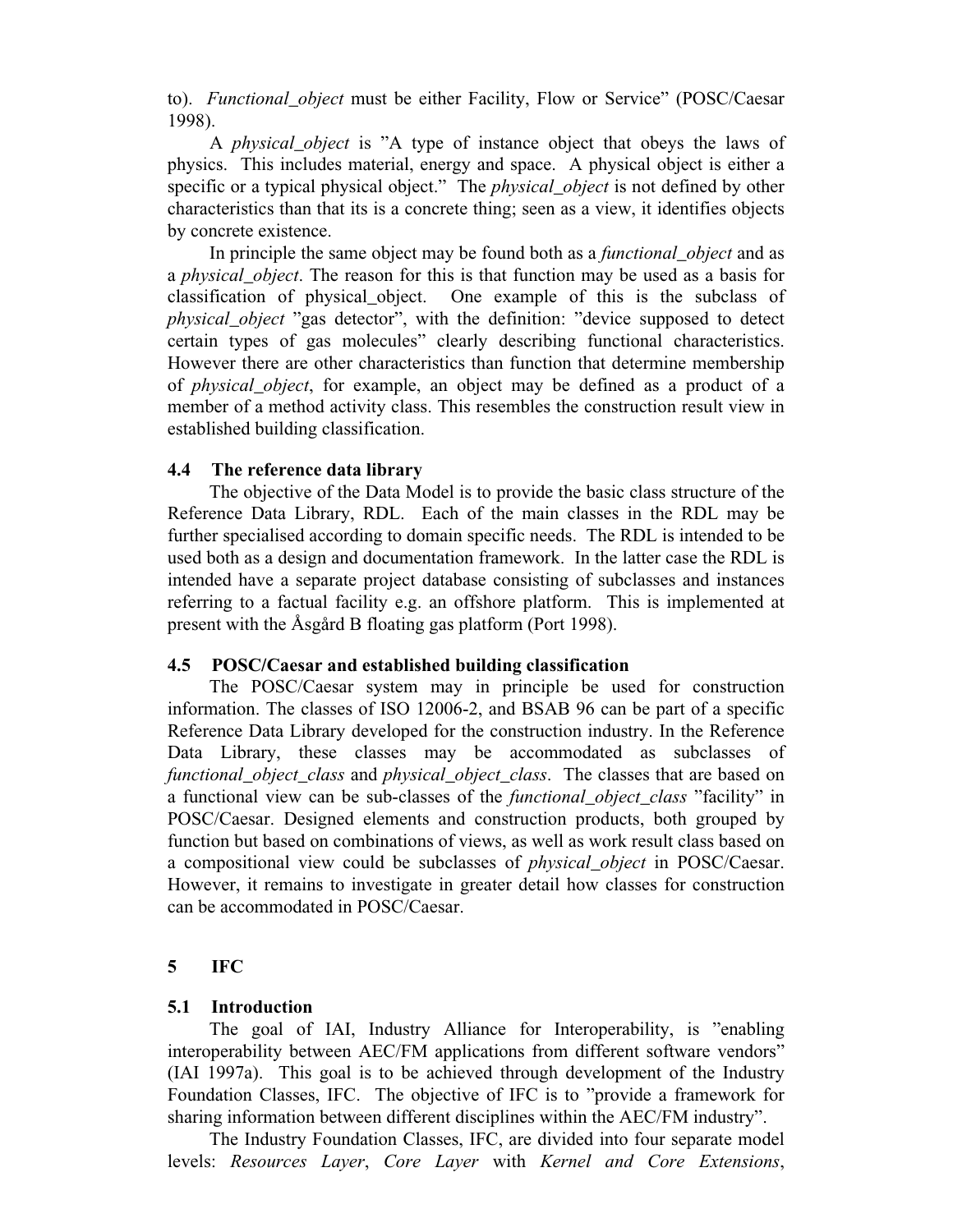to). *Functional_object* must be either Facility, Flow or Service" (POSC/Caesar 1998).

A *physical_object* is "A type of instance object that obeys the laws of physics. This includes material, energy and space. A physical object is either a specific or a typical physical object." The *physical_object* is not defined by other characteristics than that its is a concrete thing; seen as a view, it identifies objects by concrete existence.

In principle the same object may be found both as a *functional_object* and as a *physical_object*. The reason for this is that function may be used as a basis for classification of physical_object. One example of this is the subclass of *physical_object* "gas detector", with the definition: "device supposed to detect certain types of gas molecules" clearly describing functional characteristics. However there are other characteristics than function that determine membership of *physical_object*, for example, an object may be defined as a product of a member of a method activity class. This resembles the construction result view in established building classification.

### 4.4 The reference data library

The objective of the Data Model is to provide the basic class structure of the Reference Data Library, RDL. Each of the main classes in the RDL may be further specialised according to domain specific needs. The RDL is intended to be used both as a design and documentation framework. In the latter case the RDL is intended have a separate project database consisting of subclasses and instances referring to a factual facility e.g. an offshore platform. This is implemented at present with the Åsgård B floating gas platform (Port 1998).

### 4.5 POSC/Caesar and established building classification

The POSC/Caesar system may in principle be used for construction information. The classes of ISO 12006-2, and BSAB 96 can be part of a specific Reference Data Library developed for the construction industry. In the Reference Data Library, these classes may be accommodated as subclasses of *functional_object_class* and *physical_object_class*. The classes that are based on a functional view can be sub-classes of the *functional_object_class* "facility" in POSC/Caesar. Designed elements and construction products, both grouped by function but based on combinations of views, as well as work result class based on a compositional view could be subclasses of *physical_object* in POSC/Caesar. However, it remains to investigate in greater detail how classes for construction can be accommodated in POSC/Caesar.

## 5 IFC

### 5.1 Introduction

The goal of IAI, Industry Alliance for Interoperability, is "enabling interoperability between AEC/FM applications from different software vendors" (IAI 1997a). This goal is to be achieved through development of the Industry Foundation Classes, IFC. The objective of IFC is to "provide a framework for sharing information between different disciplines within the AEC/FM industry".

The Industry Foundation Classes, IFC, are divided into four separate model levels: *Resources Layer*, *Core Layer* with *Kernel and Core Extensions*,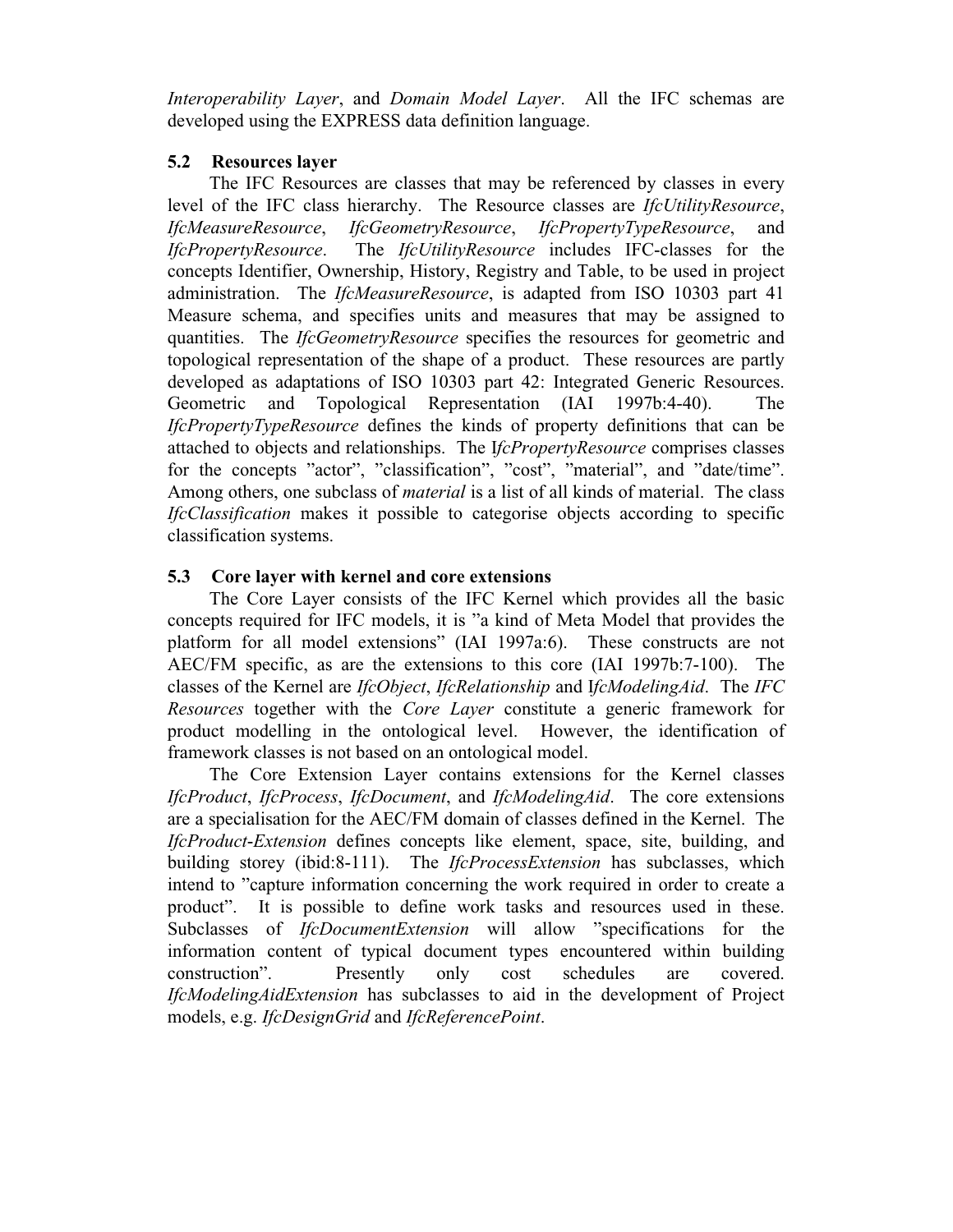*Interoperability Layer*, and *Domain Model Layer*. All the IFC schemas are developed using the EXPRESS data definition language.

### 5.2 Resources layer

The IFC Resources are classes that may be referenced by classes in every level of the IFC class hierarchy. The Resource classes are *IfcUtilityResource*, *IfcMeasureResource*, *IfcGeometryResource*, *IfcPropertyTypeResource*, and *IfcPropertyResource*. The *IfcUtilityResource* includes IFC-classes for the concepts Identifier, Ownership, History, Registry and Table, to be used in project administration. The *IfcMeasureResource*, is adapted from ISO 10303 part 41 Measure schema, and specifies units and measures that may be assigned to quantities. The *IfcGeometryResource* specifies the resources for geometric and topological representation of the shape of a product. These resources are partly developed as adaptations of ISO 10303 part 42: Integrated Generic Resources. Geometric and Topological Representation (IAI 1997b:4-40). The *IfcPropertyTypeResource* defines the kinds of property definitions that can be attached to objects and relationships. The *IfcPropertyResource* comprises classes for the concepts ”actor”, ”classification”, ”cost”, ”material”, and ”date/time”. Among others, one subclass of *material* is a list of all kinds of material. The class *IfcClassification* makes it possible to categorise objects according to specific classification systems.

### 5.3 Core layer with kernel and core extensions

The Core Layer consists of the IFC Kernel which provides all the basic concepts required for IFC models, it is ”a kind of Meta Model that provides the platform for all model extensions” (IAI 1997a:6). These constructs are not AEC/FM specific, as are the extensions to this core (IAI 1997b:7-100). The classes of the Kernel are *IfcObject*, *IfcRelationship* and *IfcModelingAid*. The *IFC Resources* together with the *Core Layer* constitute a generic framework for product modelling in the ontological level. However, the identification of framework classes is not based on an ontological model.

The Core Extension Layer contains extensions for the Kernel classes *IfcProduct*, *IfcProcess*, *IfcDocument*, and *IfcModelingAid*. The core extensions are a specialisation for the AEC/FM domain of classes defined in the Kernel. The *IfcProduct-Extension* defines concepts like element, space, site, building, and building storey (ibid:8-111). The *IfcProcessExtension* has subclasses, which intend to ”capture information concerning the work required in order to create a product”. It is possible to define work tasks and resources used in these. Subclasses of *IfcDocumentExtension* will allow ”specifications for the information content of typical document types encountered within building construction”. Presently only cost schedules are covered. *IfcModelingAidExtension* has subclasses to aid in the development of Project models, e.g. *IfcDesignGrid* and *IfcReferencePoint*.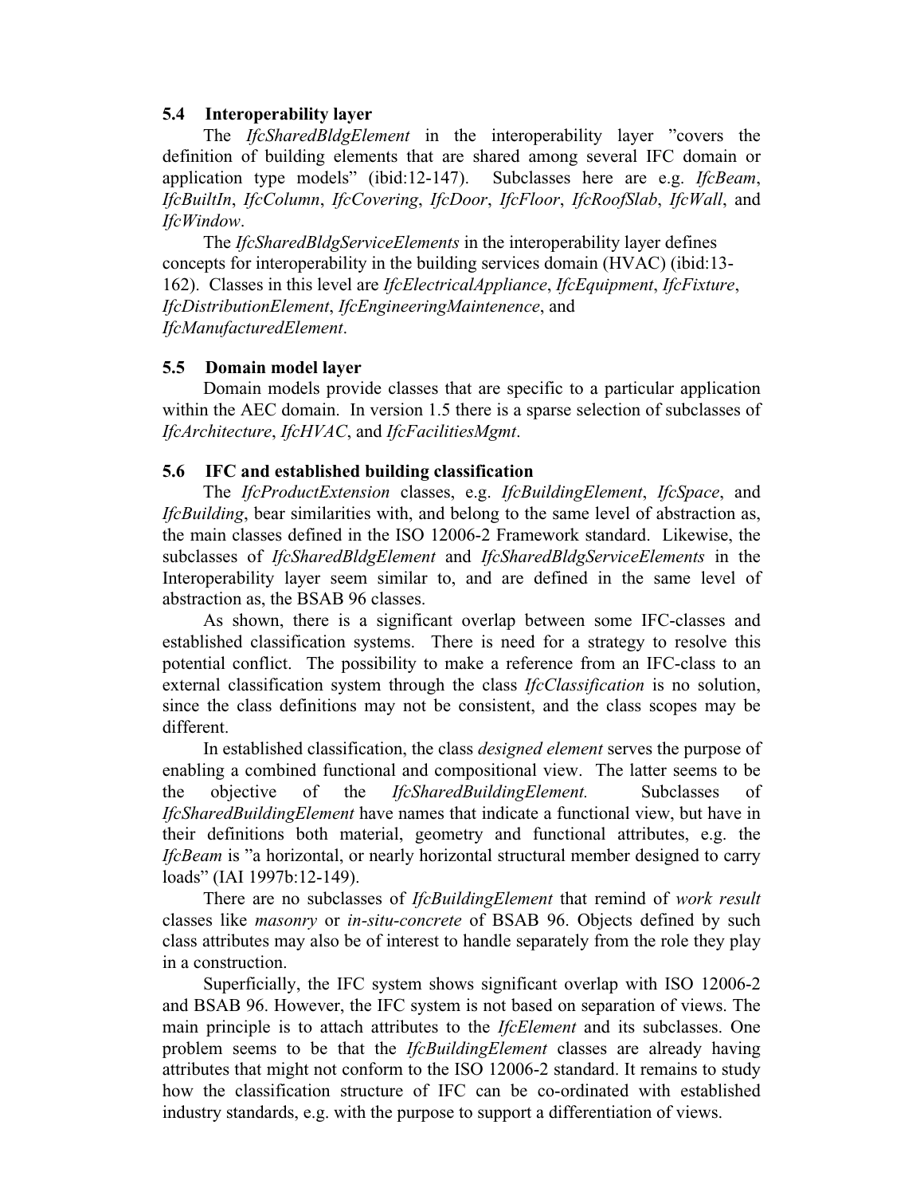### 5.4 Interoperability layer

The *IfcSharedBldgElement* in the interoperability layer ”covers the definition of building elements that are shared among several IFC domain or application type models” (ibid:12-147). Subclasses here are e.g. *IfcBeam*, *IfcBuiltIn*, *IfcColumn*, *IfcCovering*, *IfcDoor*, *IfcFloor*, *IfcRoofSlab*, *IfcWall*, and *IfcWindow*.

The *IfcSharedBldgServiceElements* in the interoperability layer defines concepts for interoperability in the building services domain (HVAC) (ibid:13-162). Classes in this level are *IfcElectricalAppliance*, *IfcEquipment*, *IfcFixture*, *IfcDistributionElement*, *IfcEngineeringMaintenence*, and *IfcManufacturedElement*.

### 5.5 Domain model layer

Domain models provide classes that are specific to a particular application within the AEC domain. In version 1.5 there is a sparse selection of subclasses of *IfcArchitecture*, *IfcHVAC*, and *IfcFacilitiesMgmt*.

### 5.6 IFC and established building classification

The *IfcProductExtension* classes, e.g. *IfcBuildingElement*, *IfcSpace*, and *IfcBuilding*, bear similarities with, and belong to the same level of abstraction as, the main classes defined in the ISO 12006-2 Framework standard. Likewise, the subclasses of *IfcSharedBldgElement* and *IfcSharedBldgServiceElements* in the Interoperability layer seem similar to, and are defined in the same level of abstraction as, the BSAB 96 classes.

As shown, there is a significant overlap between some IFC-classes and established classification systems. There is need for a strategy to resolve this potential conflict. The possibility to make a reference from an IFC-class to an external classification system through the class *IfcClassification* is no solution, since the class definitions may not be consistent, and the class scopes may be different.

In established classification, the class *designed element* serves the purpose of enabling a combined functional and compositional view. The latter seems to be the objective of the *IfcSharedBuildingElement.* Subclasses of *IfcSharedBuildingElement* have names that indicate a functional view, but have in their definitions both material, geometry and functional attributes, e.g. the *IfcBeam* is ”a horizontal, or nearly horizontal structural member designed to carry loads” (IAI 1997b:12-149).

There are no subclasses of *IfcBuildingElement* that remind of *work result* classes like *masonry* or *in-situ-concrete* of BSAB 96. Objects defined by such class attributes may also be of interest to handle separately from the role they play in a construction.

Superficially, the IFC system shows significant overlap with ISO 12006-2 and BSAB 96. However, the IFC system is not based on separation of views. The main principle is to attach attributes to the *IfcElement* and its subclasses. One problem seems to be that the *IfcBuildingElement* classes are already having attributes that might not conform to the ISO 12006-2 standard. It remains to study how the classification structure of IFC can be co-ordinated with established industry standards, e.g. with the purpose to support a differentiation of views.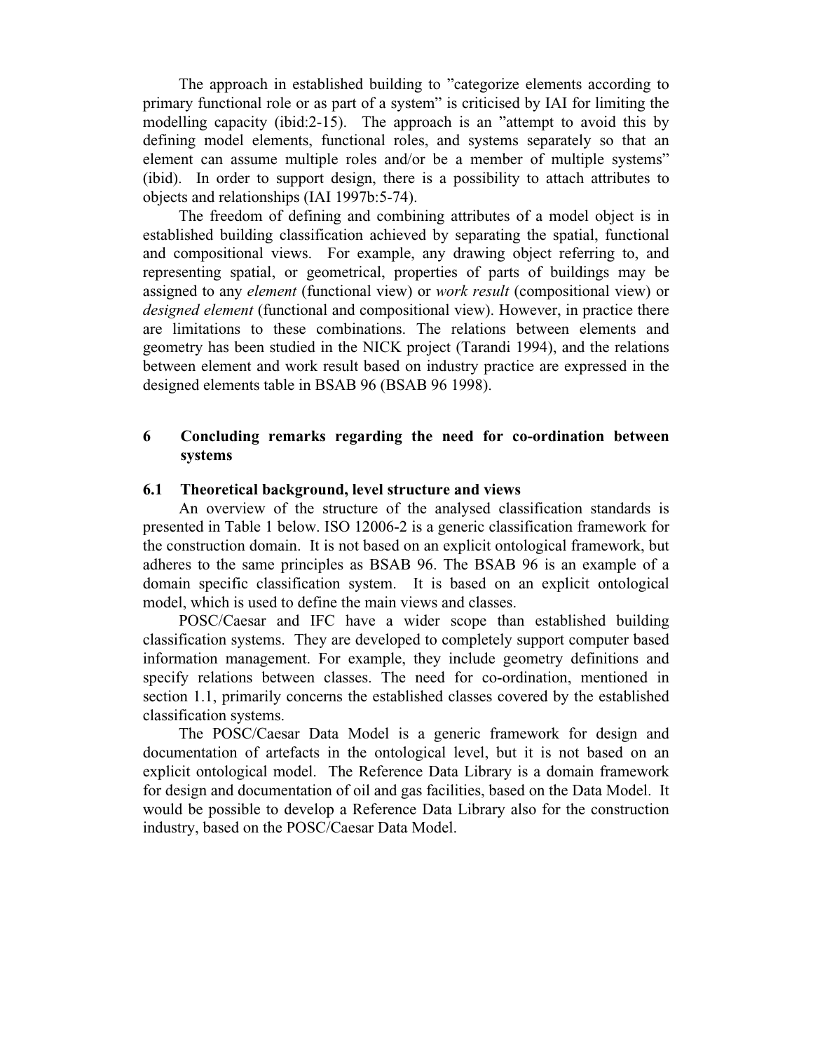The approach in established building to ”categorize elements according to primary functional role or as part of a system” is criticised by IAI for limiting the modelling capacity (ibid:2-15). The approach is an ”attempt to avoid this by defining model elements, functional roles, and systems separately so that an element can assume multiple roles and/or be a member of multiple systems” (ibid). In order to support design, there is a possibility to attach attributes to objects and relationships (IAI 1997b:5-74).

The freedom of defining and combining attributes of a model object is in established building classification achieved by separating the spatial, functional and compositional views. For example, any drawing object referring to, and representing spatial, or geometrical, properties of parts of buildings may be assigned to any *element* (functional view) or *work result* (compositional view) or *designed element* (functional and compositional view). However, in practice there are limitations to these combinations. The relations between elements and geometry has been studied in the NICK project (Tarandi 1994), and the relations between element and work result based on industry practice are expressed in the designed elements table in BSAB 96 (BSAB 96 1998).

## 6 Concluding remarks regarding the need for co-ordination between systems

### 6.1 Theoretical background, level structure and views

An overview of the structure of the analysed classification standards is presented in Table 1 below. ISO 12006-2 is a generic classification framework for the construction domain. It is not based on an explicit ontological framework, but adheres to the same principles as BSAB 96. The BSAB 96 is an example of a domain specific classification system. It is based on an explicit ontological model, which is used to define the main views and classes.

POSC/Caesar and IFC have a wider scope than established building classification systems. They are developed to completely support computer based information management. For example, they include geometry definitions and specify relations between classes. The need for co-ordination, mentioned in section 1.1, primarily concerns the established classes covered by the established classification systems.

The POSC/Caesar Data Model is a generic framework for design and documentation of artefacts in the ontological level, but it is not based on an explicit ontological model. The Reference Data Library is a domain framework for design and documentation of oil and gas facilities, based on the Data Model. It would be possible to develop a Reference Data Library also for the construction industry, based on the POSC/Caesar Data Model.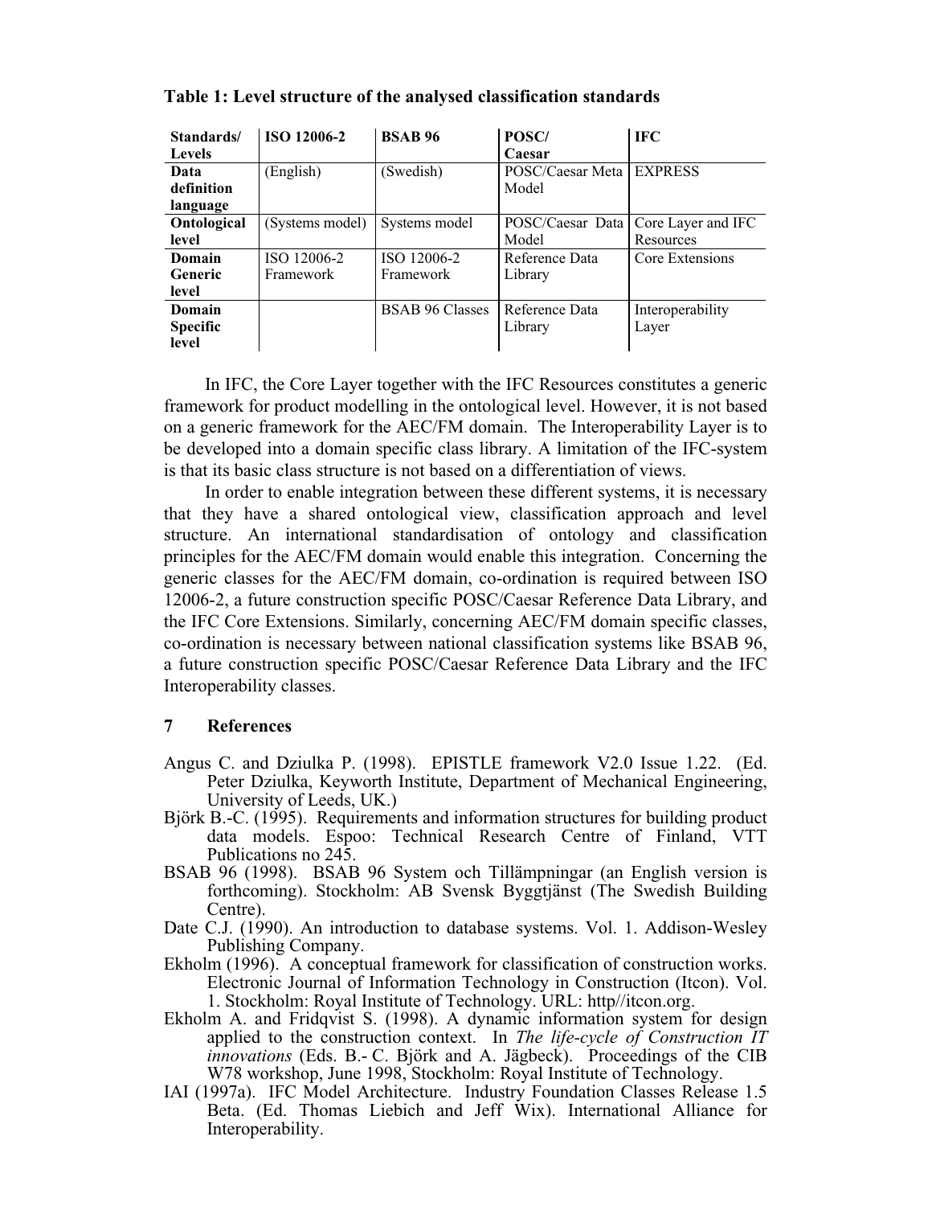**Table 1: Level structure of the analysed classification standards**

| Standards/ Levels | ISO 12006-2 | BSAB 96 | POSC/ Caesar | IFC |
|---|---|---|---|---|
| **Data definition language** | (English) | (Swedish) | POSC/Caesar Meta Model | EXPRESS |
| **Ontological level** | (Systems model) | Systems model | POSC/Caesar Data Model | Core Layer and IFC Resources |
| **Domain Generic level** | ISO 12006-2 Framework | ISO 12006-2 Framework | Reference Data Library | Core Extensions |
| **Domain Specific level** | | BSAB 96 Classes | Reference Data Library | Interoperability Layer |

In IFC, the Core Layer together with the IFC Resources constitutes a generic framework for product modelling in the ontological level. However, it is not based on a generic framework for the AEC/FM domain. The Interoperability Layer is to be developed into a domain specific class library. A limitation of the IFC-system is that its basic class structure is not based on a differentiation of views.

In order to enable integration between these different systems, it is necessary that they have a shared ontological view, classification approach and level structure. An international standardisation of ontology and classification principles for the AEC/FM domain would enable this integration. Concerning the generic classes for the AEC/FM domain, co-ordination is required between ISO 12006-2, a future construction specific POSC/Caesar Reference Data Library, and the IFC Core Extensions. Similarly, concerning AEC/FM domain specific classes, co-ordination is necessary between national classification systems like BSAB 96, a future construction specific POSC/Caesar Reference Data Library and the IFC Interoperability classes.

## 7 References

Angus C. and Dziulka P. (1998). EPISTLE framework V2.0 Issue 1.22. (Ed. Peter Dziulka, Keyworth Institute, Department of Mechanical Engineering, University of Leeds, UK.)

Björk B.-C. (1995). Requirements and information structures for building product data models. Espoo: Technical Research Centre of Finland, VTT Publications no 245.

BSAB 96 (1998). BSAB 96 System och Tillämpningar (an English version is forthcoming). Stockholm: AB Svensk Byggtjänst (The Swedish Building Centre).

Date C.J. (1990). An introduction to database systems. Vol. 1. Addison-Wesley Publishing Company.

Ekholm (1996). A conceptual framework for classification of construction works. Electronic Journal of Information Technology in Construction (Itcon). Vol. 1. Stockholm: Royal Institute of Technology. URL: http//itcon.org.

Ekholm A. and Fridqvist S. (1998). A dynamic information system for design applied to the construction context. In *The life-cycle of Construction IT innovations* (Eds. B.- C. Björk and A. Jägbeck). Proceedings of the CIB W78 workshop, June 1998, Stockholm: Royal Institute of Technology.

IAI (1997a). IFC Model Architecture. Industry Foundation Classes Release 1.5 Beta. (Ed. Thomas Liebich and Jeff Wix). International Alliance for Interoperability.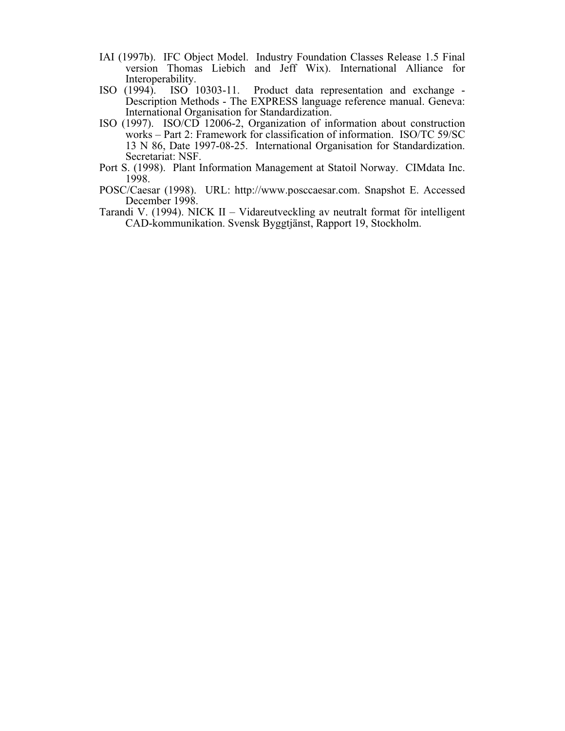IAI (1997b). IFC Object Model. Industry Foundation Classes Release 1.5 Final version Thomas Liebich and Jeff Wix). International Alliance for Interoperability.

ISO (1994). ISO 10303-11. Product data representation and exchange - Description Methods - The EXPRESS language reference manual. Geneva: International Organisation for Standardization.

ISO (1997). ISO/CD 12006-2, Organization of information about construction works – Part 2: Framework for classification of information. ISO/TC 59/SC 13 N 86, Date 1997-08-25. International Organisation for Standardization. Secretariat: NSF.

Port S. (1998). Plant Information Management at Statoil Norway. CIMdata Inc. 1998.

POSC/Caesar (1998). URL: http://www.posccaesar.com. Snapshot E. Accessed December 1998.

Tarandi V. (1994). NICK II – Vidareutveckling av neutralt format för intelligent CAD-kommunikation. Svensk Byggtjänst, Rapport 19, Stockholm.